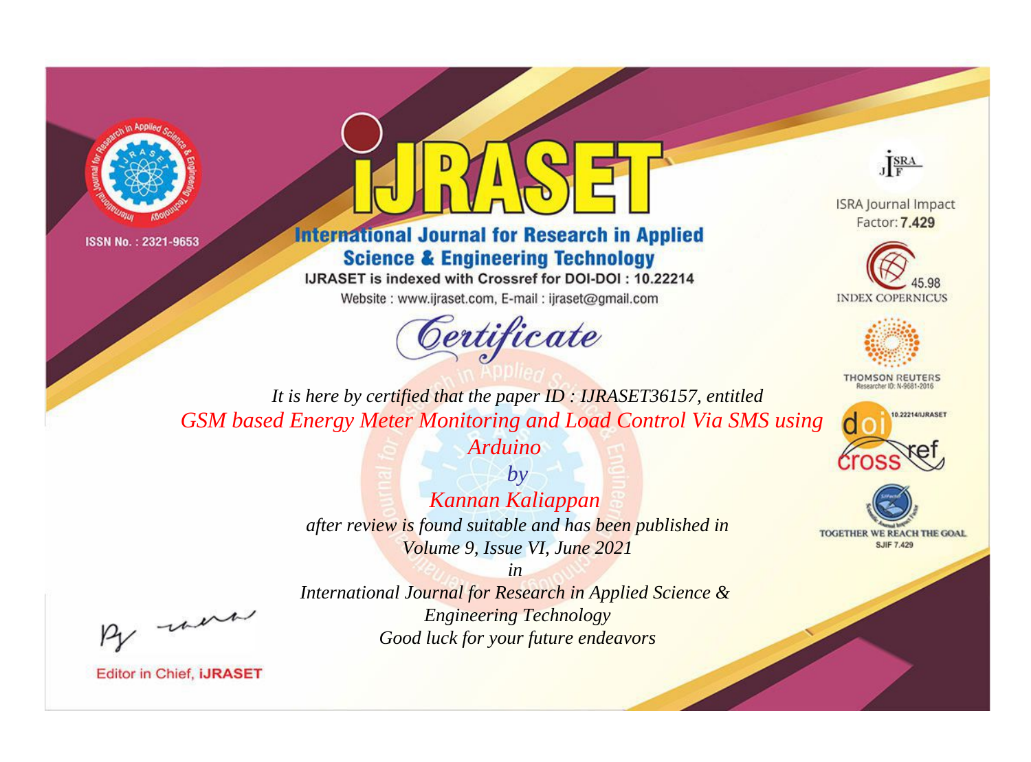ISSN No. : 2321-9653

# IJRASET

## International Journal for Research in Applied Science & Engineering Technology

IJRASET is indexed with Crossref for DOI-DOI : 10.22214

Website : www.ijraset.com, E-mail : ijraset@gmail.com

ISRA Journal Impact Factor: **7.429**

45.98 INDEX COPERNICUS

THOMSON REUTERS Researcher ID: N-9681-2016

10.22214/IJRASET

TOGETHER WE REACH THE GOAL SJIF 7.429

## *Certificate*

*It is here by certified that the paper ID : IJRASET36157, entitled*

*GSM based Energy Meter Monitoring and Load Control Via SMS using Arduino*

*by*

*Kannan Kaliappan*

*after review is found suitable and has been published in*

*Volume 9, Issue VI, June 2021*

*in*

*International Journal for Research in Applied Science & Engineering Technology*

*Good luck for your future endeavors*

Editor in Chief, IJRASET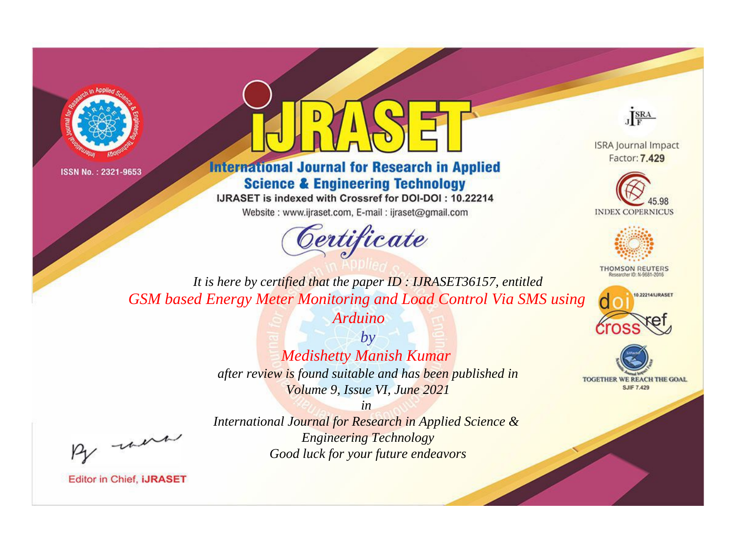ISSN No. : 2321-9653

# iJRASET

## International Journal for Research in Applied Science & Engineering Technology

IJRASET is indexed with Crossref for DOI-DOI : 10.22214

Website : www.ijraset.com, E-mail : ijraset@gmail.com

ISRA Journal Impact Factor: **7.429**

45.98 INDEX COPERNICUS

THOMSON REUTERS Researcher ID: N-9681-2016

10.22214/IJRASET

TOGETHER WE REACH THE GOAL SJIF 7.429

# *Certificate*

*It is here by certified that the paper ID : IJRASET36157, entitled*

*GSM based Energy Meter Monitoring and Load Control Via SMS using Arduino*

*by*

*Medishetty Manish Kumar*

*after review is found suitable and has been published in*

*Volume 9, Issue VI, June 2021*

*in*

*International Journal for Research in Applied Science & Engineering Technology*

*Good luck for your future endeavors*

Editor in Chief, **iJRASET**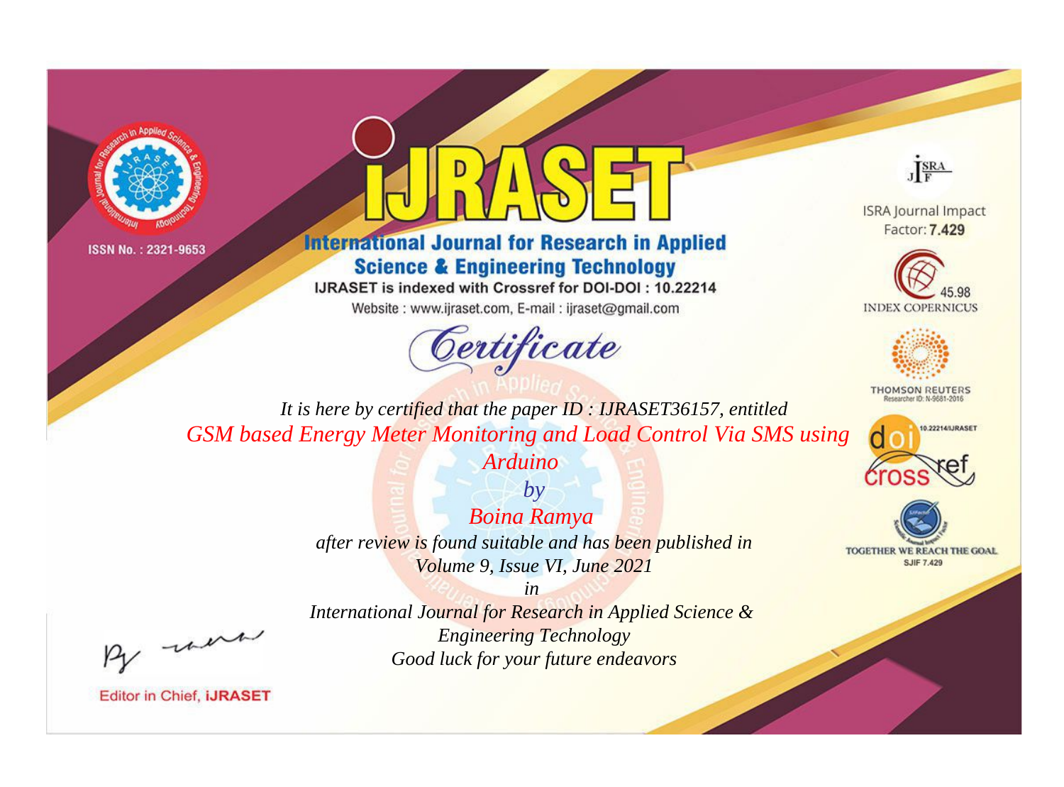ISSN No. : 2321-9653

# iJRASET

## International Journal for Research in Applied Science & Engineering Technology

IJRASET is indexed with Crossref for DOI-DOI : 10.22214

Website : www.ijraset.com, E-mail : ijraset@gmail.com

## Certificate

*It is here by certified that the paper ID : IJRASET36157, entitled*

*GSM based Energy Meter Monitoring and Load Control Via SMS using Arduino*

*by*

*Boina Ramya*

*after review is found suitable and has been published in*

*Volume 9, Issue VI, June 2021*

*in*

*International Journal for Research in Applied Science & Engineering Technology*

*Good luck for your future endeavors*

ISRA Journal Impact Factor: **7.429**

45.98 INDEX COPERNICUS

THOMSON REUTERS Researcher ID: N-9681-2016

10.22214/IJRASET

TOGETHER WE REACH THE GOAL SJIF 7.429

Editor in Chief, **iJRASET**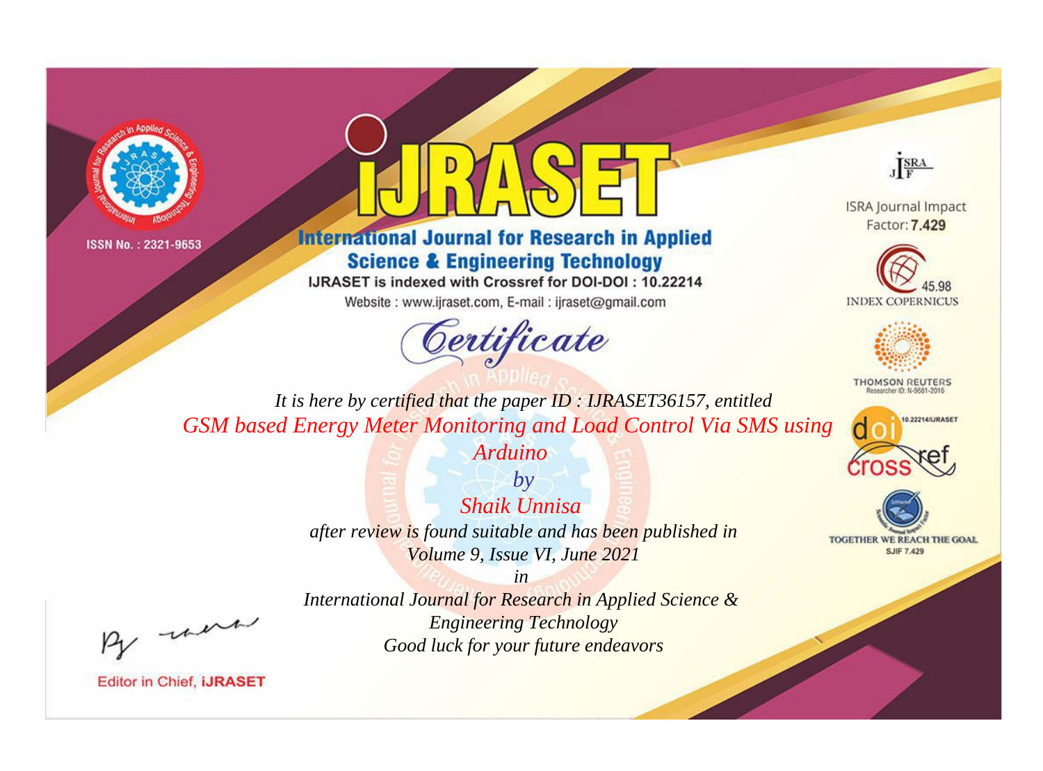ISSN No. : 2321-9653

# iJRASET

## International Journal for Research in Applied Science & Engineering Technology

IJRASET is indexed with Crossref for DOI-DOI : 10.22214

Website : www.ijraset.com, E-mail : ijraset@gmail.com

ISRA Journal Impact Factor: **7.429**

45.98 INDEX COPERNICUS

THOMSON REUTERS Researcher ID: N-9681-2016

10.22214/IJRASET

TOGETHER WE REACH THE GOAL SJIF 7.429

# Certificate

*It is here by certified that the paper ID : IJRASET36157, entitled*

*GSM based Energy Meter Monitoring and Load Control Via SMS using Arduino*

*by*

*Shaik Unnisa*

*after review is found suitable and has been published in*

*Volume 9, Issue VI, June 2021*

*in*

*International Journal for Research in Applied Science & Engineering Technology*

*Good luck for your future endeavors*

Editor in Chief, **iJRASET**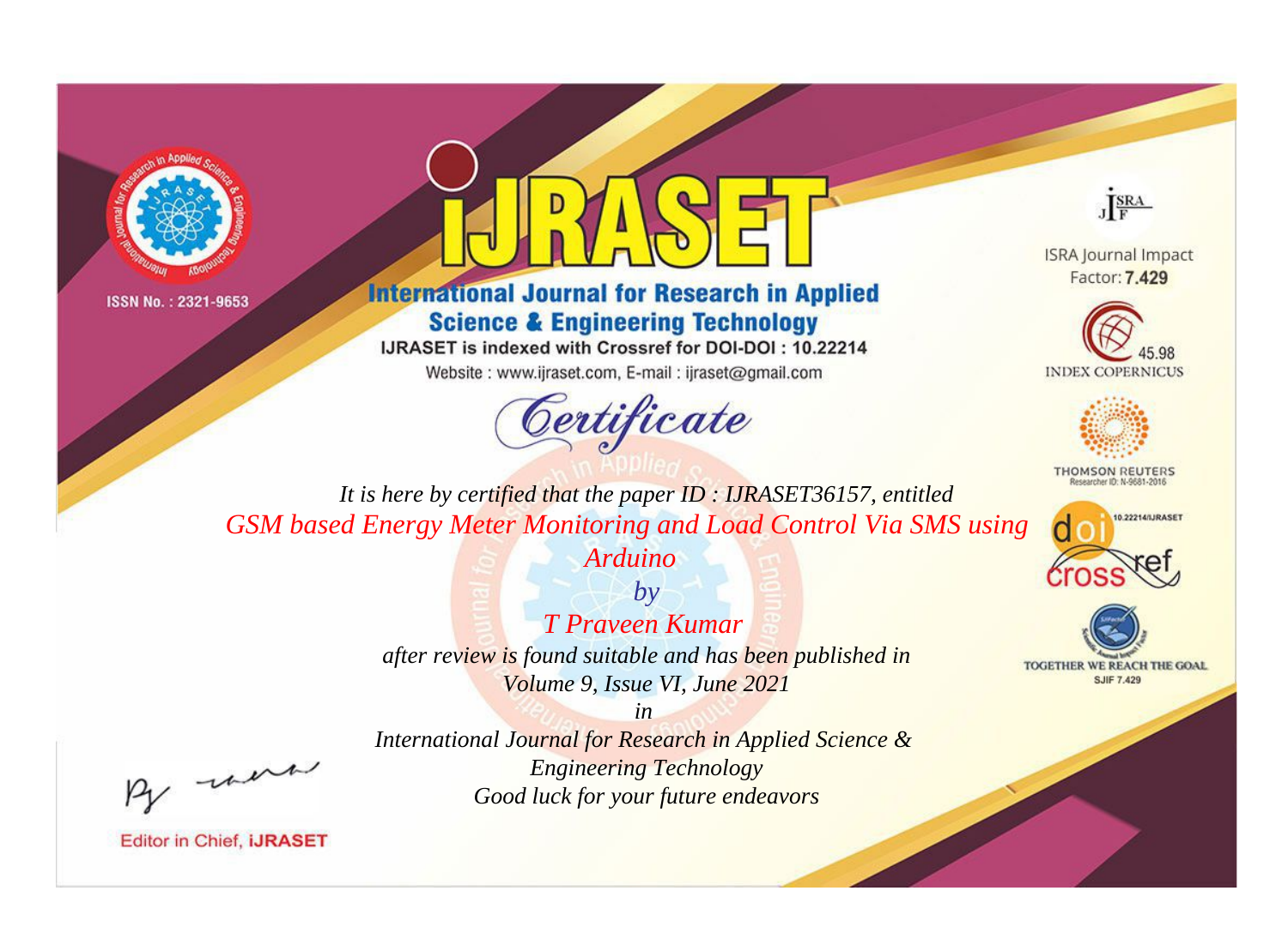ISSN No. : 2321-9653

# iJRASET

## International Journal for Research in Applied Science & Engineering Technology

IJRASET is indexed with Crossref for DOI-DOI : 10.22214

Website : www.ijraset.com, E-mail : ijraset@gmail.com

ISRA Journal Impact Factor: **7.429**

45.98 INDEX COPERNICUS

THOMSON REUTERS Researcher ID: N-9681-2016

10.22214/IJRASET

TOGETHER WE REACH THE GOAL SJIF 7.429

*Certificate*

*It is here by certified that the paper ID : IJRASET36157, entitled*

*GSM based Energy Meter Monitoring and Load Control Via SMS using Arduino*

*by*

*T Praveen Kumar*

*after review is found suitable and has been published in*

*Volume 9, Issue VI, June 2021*

*in*

*International Journal for Research in Applied Science & Engineering Technology*

*Good luck for your future endeavors*

Editor in Chief, **iJRASET**